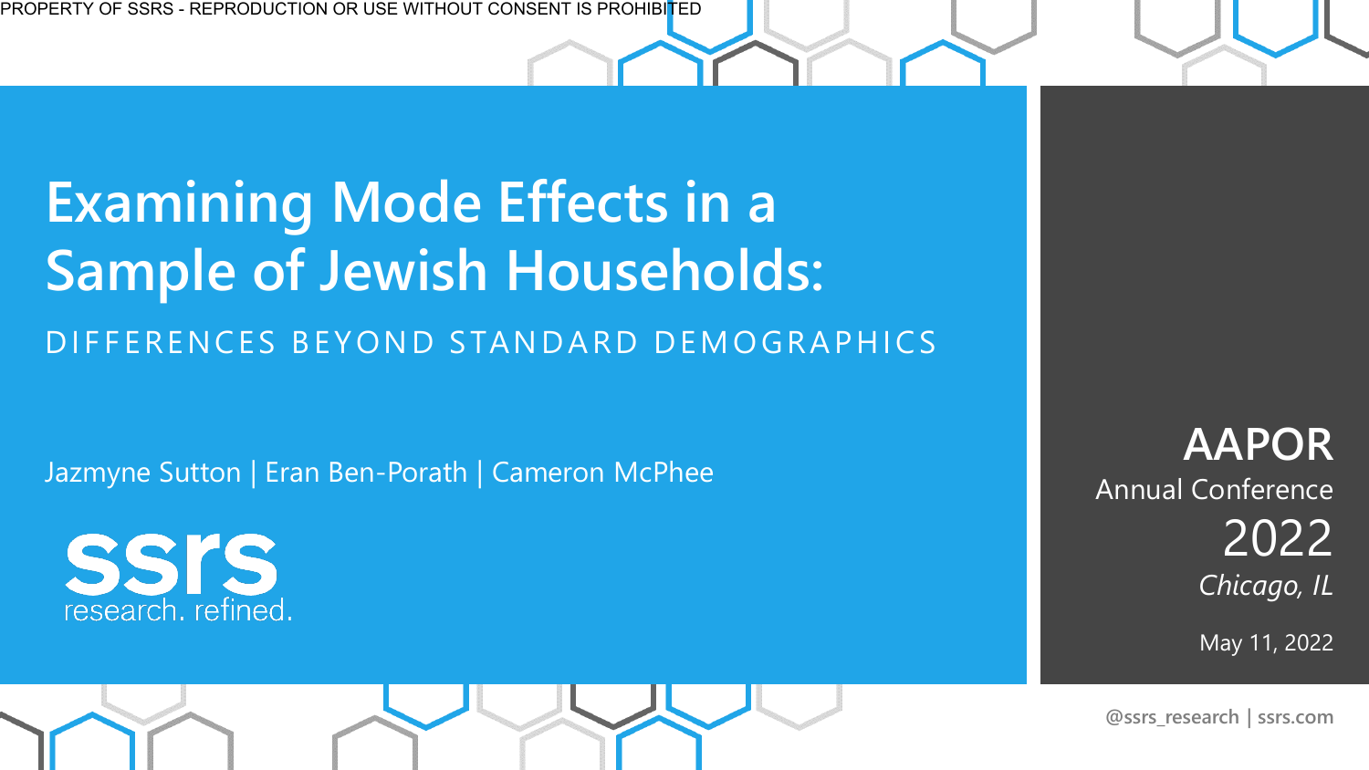PROPERTY OF SSRS - REPRODUCTION OR USE WITHOUT CONSENT IS PROHIBITED

# Examining Mode Effects in a Sample of Jewish Households:

## DIFFERENCES BEYOND STANDARD DEMOGRAPHICS

Jazmyne Sutton | Eran Ben-Porath | Cameron McPhee

ssrs
research. refined.

**AAPOR**
Annual Conference
2022
*Chicago, IL*

May 11, 2022

**@ssrs_research | ssrs.com**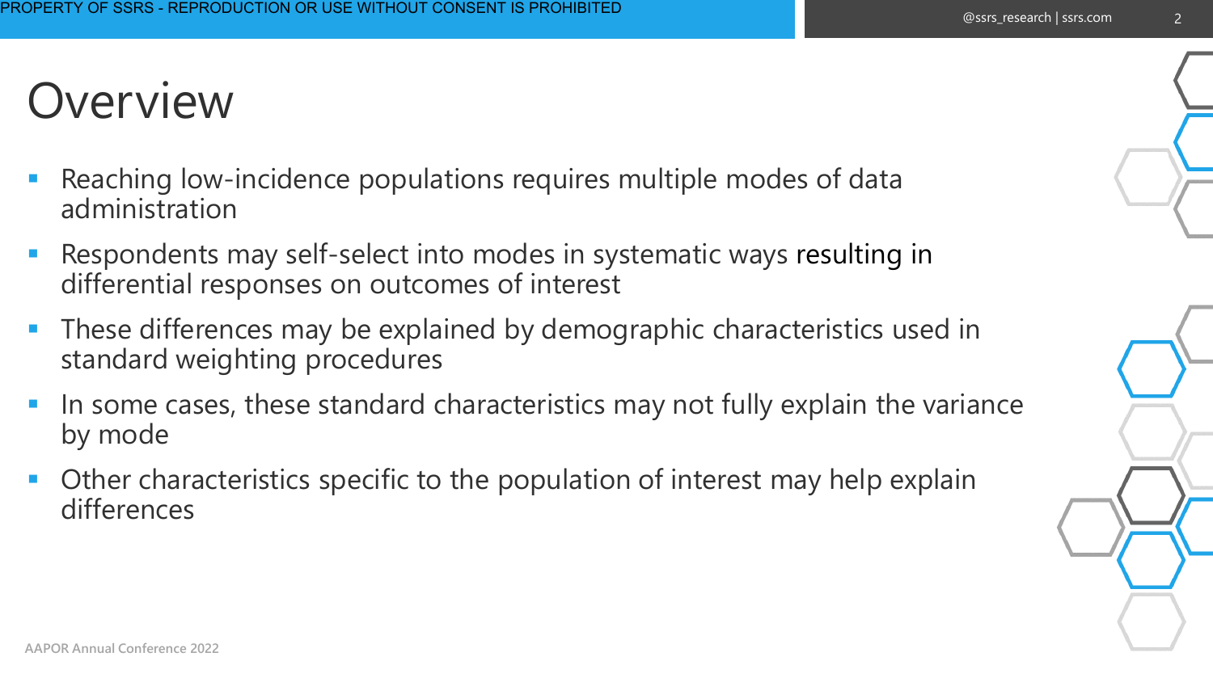# Overview

- Reaching low-incidence populations requires multiple modes of data administration
- Respondents may self-select into modes in systematic ways resulting in differential responses on outcomes of interest
- These differences may be explained by demographic characteristics used in standard weighting procedures
- In some cases, these standard characteristics may not fully explain the variance by mode
- Other characteristics specific to the population of interest may help explain differences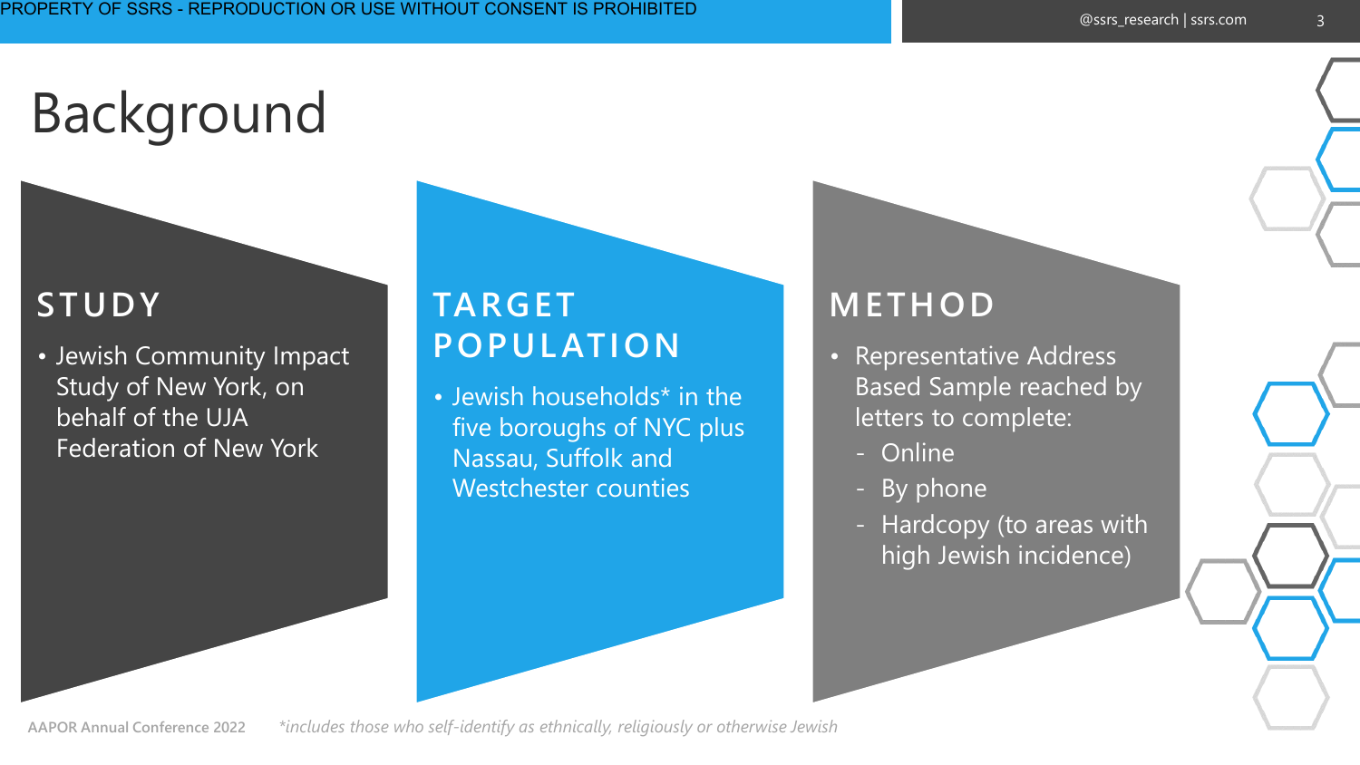# Background

## STUDY

- Jewish Community Impact Study of New York, on behalf of the UJA Federation of New York

## TARGET POPULATION

- Jewish households* in the five boroughs of NYC plus Nassau, Suffolk and Westchester counties

## METHOD

- Representative Address Based Sample reached by letters to complete:
  - Online
  - By phone
  - Hardcopy (to areas with high Jewish incidence)

*includes those who self-identify as ethnically, religiously or otherwise Jewish*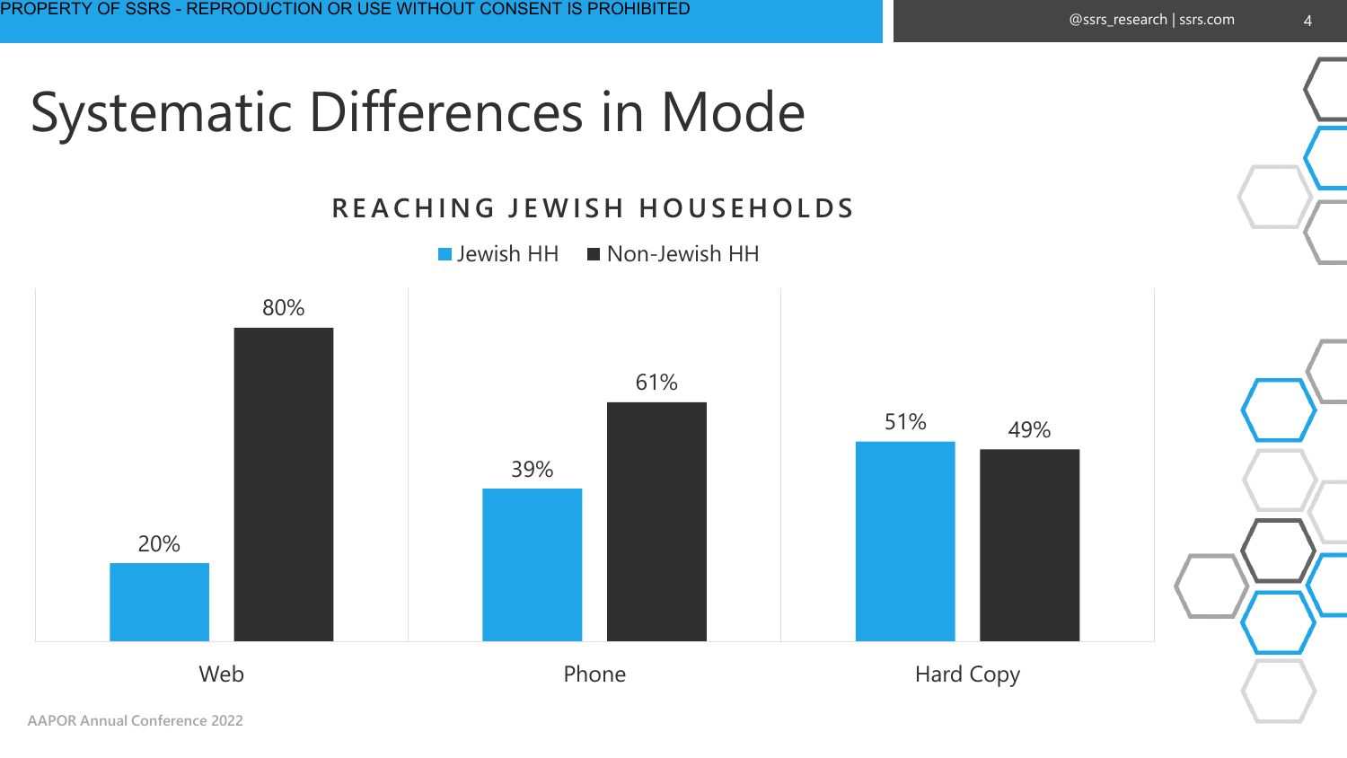# Systematic Differences in Mode

## REACHING JEWISH HOUSEHOLDS

| | Jewish HH | Non-Jewish HH |
|---|---|---|
| Web | 20% | 80% |
| Phone | 39% | 61% |
| Hard Copy | 51% | 49% |

AAPOR Annual Conference 2022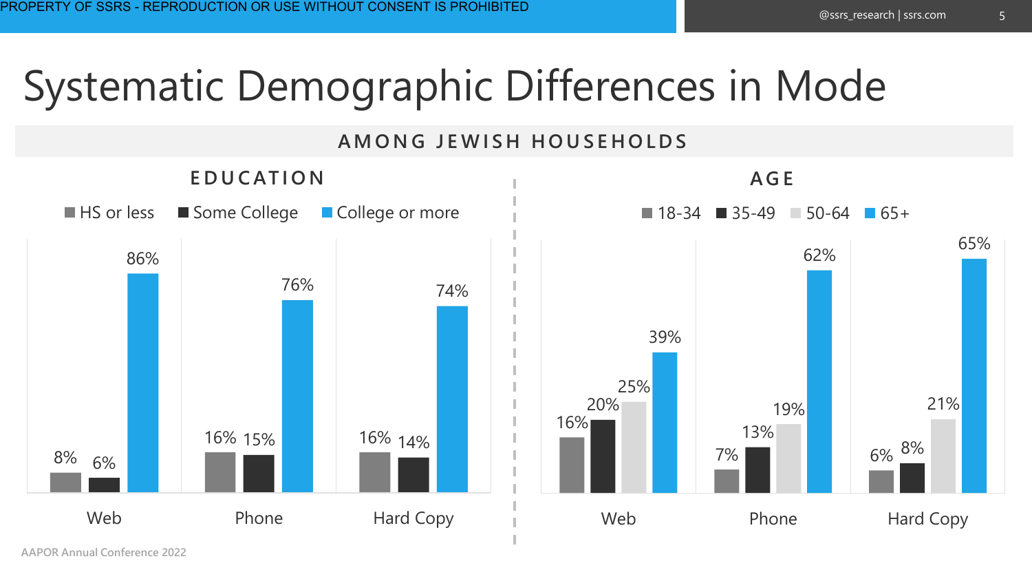# Systematic Demographic Differences in Mode

## AMONG JEWISH HOUSEHOLDS

### EDUCATION

| | HS or less | Some College | College or more |
|---|---|---|---|
| Web | 8% | 6% | 86% |
| Phone | 16% | 15% | 76% |
| Hard Copy | 16% | 14% | 74% |

### AGE

| | 18-34 | 35-49 | 50-64 | 65+ |
|---|---|---|---|---|
| Web | 16% | 20% | 25% | 39% |
| Phone | 7% | 13% | 19% | 62% |
| Hard Copy | 6% | 8% | 21% | 65% |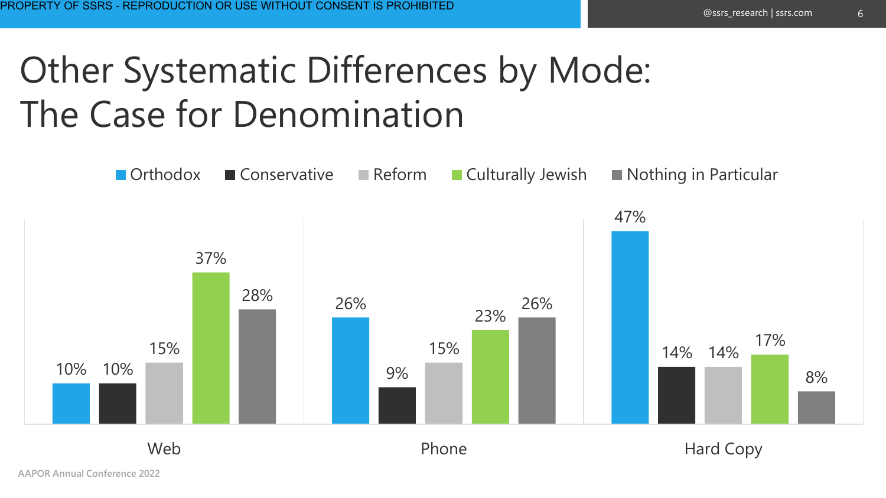# Other Systematic Differences by Mode: The Case for Denomination

| | Orthodox | Conservative | Reform | Culturally Jewish | Nothing in Particular |
|---|---|---|---|---|---|
| Web | 10% | 10% | 15% | 37% | 28% |
| Phone | 26% | 9% | 15% | 23% | 26% |
| Hard Copy | 47% | 14% | 14% | 17% | 8% |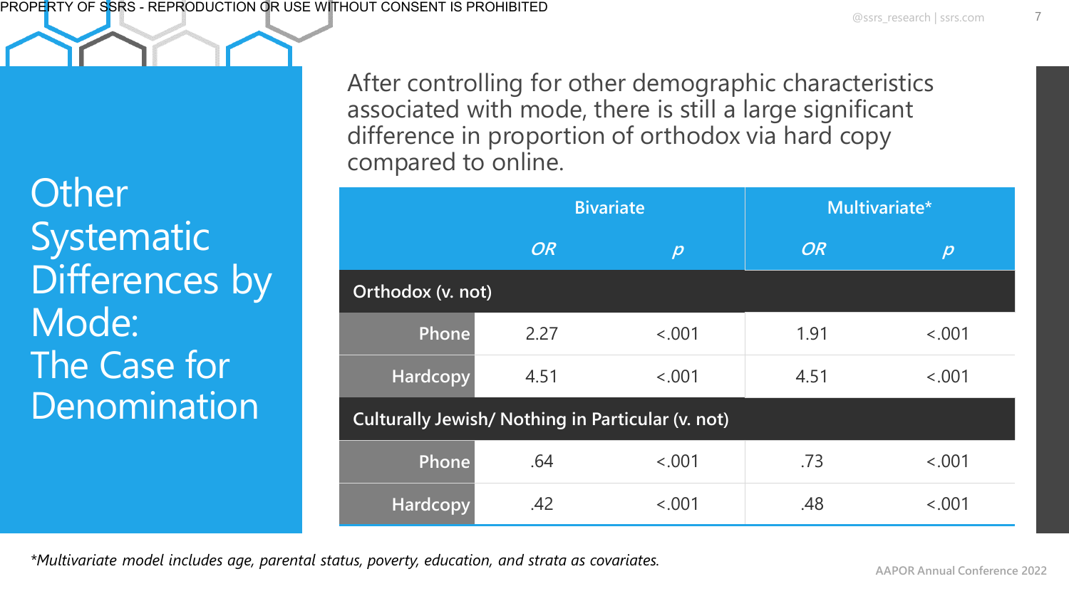# Other Systematic Differences by Mode: The Case for Denomination

After controlling for other demographic characteristics associated with mode, there is still a large significant difference in proportion of orthodox via hard copy compared to online.

| | Bivariate | | Multivariate* | |
|---|---|---|---|---|
| | *OR* | *p* | *OR* | *p* |
| **Orthodox (v. not)** | | | | |
| Phone | 2.27 | <.001 | 1.91 | <.001 |
| Hardcopy | 4.51 | <.001 | 4.51 | <.001 |
| **Culturally Jewish/ Nothing in Particular (v. not)** | | | | |
| Phone | .64 | <.001 | .73 | <.001 |
| Hardcopy | .42 | <.001 | .48 | <.001 |

*\*Multivariate model includes age, parental status, poverty, education, and strata as covariates.*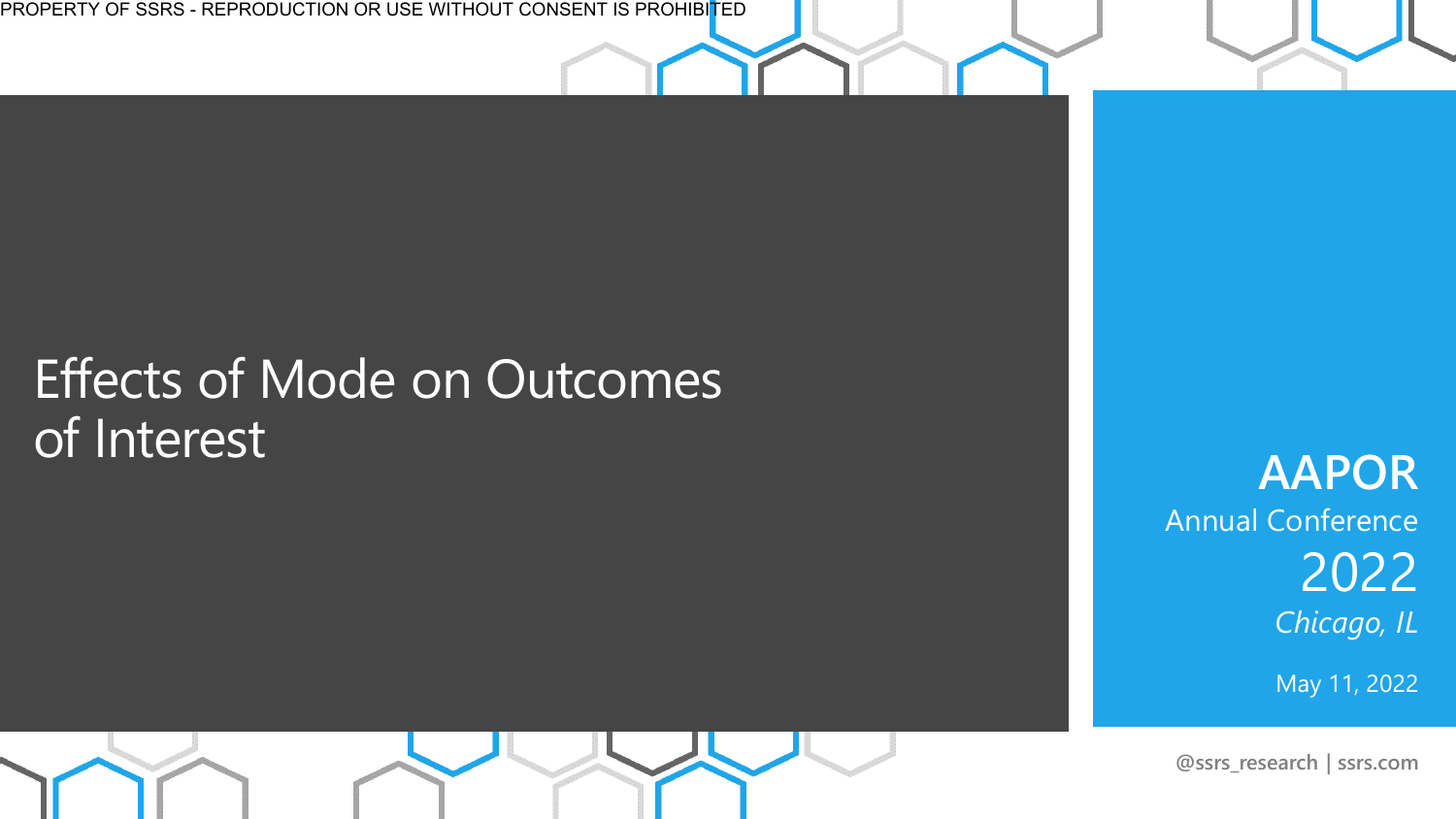# Effects of Mode on Outcomes of Interest

**AAPOR**

Annual Conference

2022

*Chicago, IL*

May 11, 2022

@ssrs_research | ssrs.com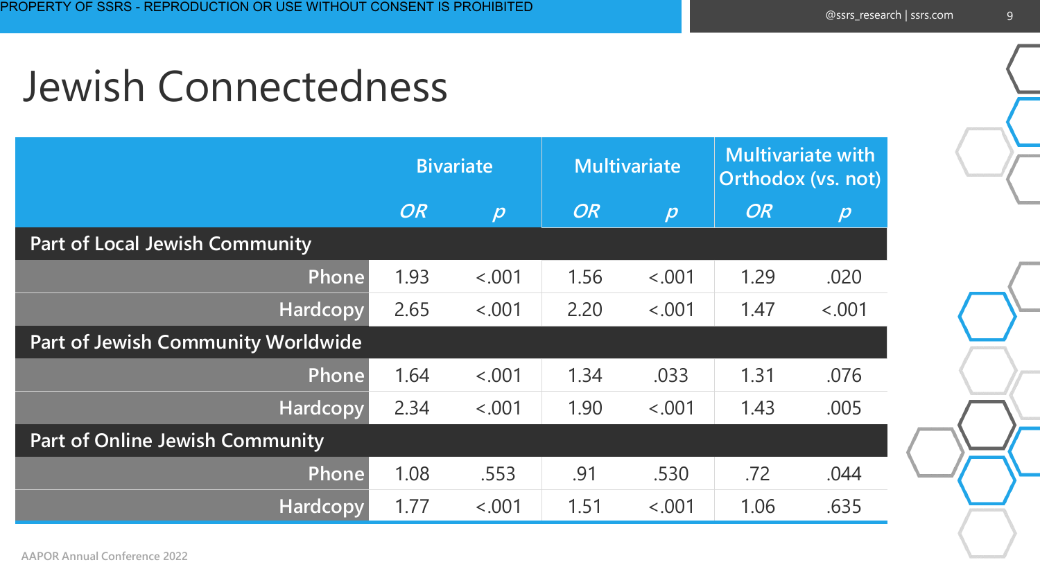# Jewish Connectedness

| | Bivariate | | Multivariate | | Multivariate with Orthodox (vs. not) | |
|---|---|---|---|---|---|---|
| | *OR* | *p* | *OR* | *p* | *OR* | *p* |
| **Part of Local Jewish Community** | | | | | | |
| Phone | 1.93 | <.001 | 1.56 | <.001 | 1.29 | .020 |
| Hardcopy | 2.65 | <.001 | 2.20 | <.001 | 1.47 | <.001 |
| **Part of Jewish Community Worldwide** | | | | | | |
| Phone | 1.64 | <.001 | 1.34 | .033 | 1.31 | .076 |
| Hardcopy | 2.34 | <.001 | 1.90 | <.001 | 1.43 | .005 |
| **Part of Online Jewish Community** | | | | | | |
| Phone | 1.08 | .553 | .91 | .530 | .72 | .044 |
| Hardcopy | 1.77 | <.001 | 1.51 | <.001 | 1.06 | .635 |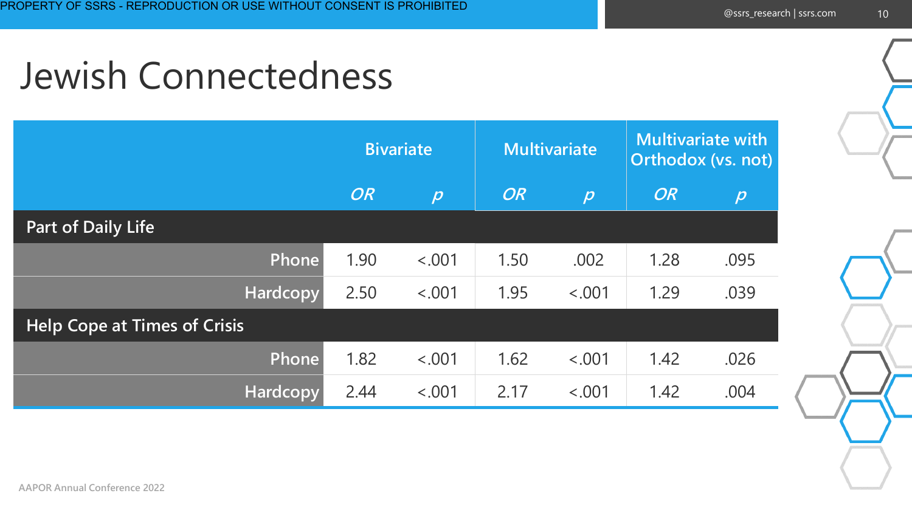# Jewish Connectedness

| | Bivariate | | Multivariate | | Multivariate with Orthodox (vs. not) | |
|---|---|---|---|---|---|---|
| | *OR* | *p* | *OR* | *p* | *OR* | *p* |
| **Part of Daily Life** | | | | | | |
| Phone | 1.90 | <.001 | 1.50 | .002 | 1.28 | .095 |
| Hardcopy | 2.50 | <.001 | 1.95 | <.001 | 1.29 | .039 |
| **Help Cope at Times of Crisis** | | | | | | |
| Phone | 1.82 | <.001 | 1.62 | <.001 | 1.42 | .026 |
| Hardcopy | 2.44 | <.001 | 2.17 | <.001 | 1.42 | .004 |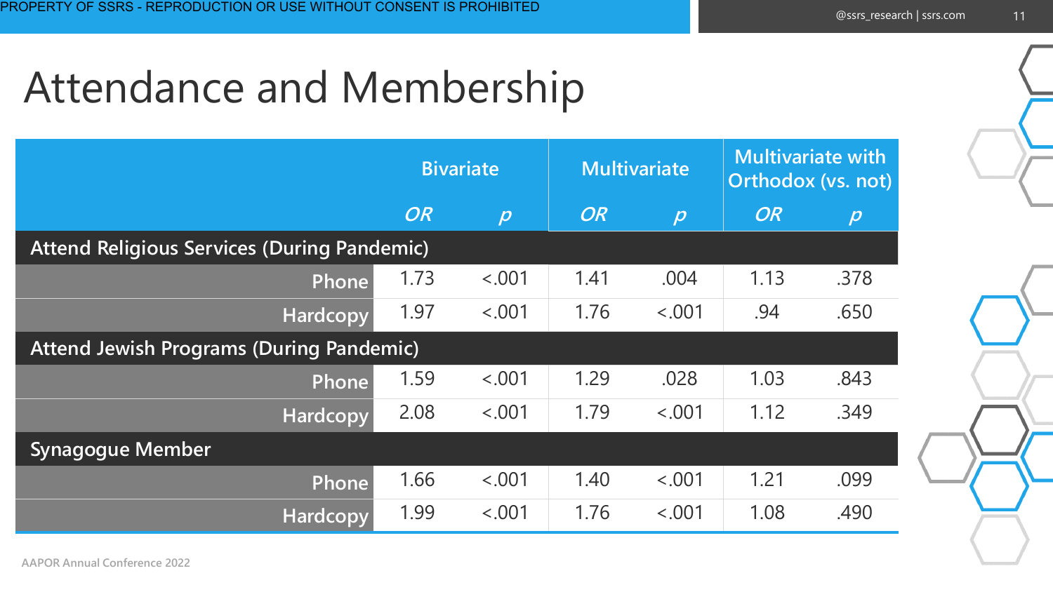# Attendance and Membership

| | Bivariate | | Multivariate | | Multivariate with Orthodox (vs. not) | |
|---|---|---|---|---|---|---|
| | *OR* | *p* | *OR* | *p* | *OR* | *p* |
| **Attend Religious Services (During Pandemic)** | | | | | | |
| Phone | 1.73 | <.001 | 1.41 | .004 | 1.13 | .378 |
| Hardcopy | 1.97 | <.001 | 1.76 | <.001 | .94 | .650 |
| **Attend Jewish Programs (During Pandemic)** | | | | | | |
| Phone | 1.59 | <.001 | 1.29 | .028 | 1.03 | .843 |
| Hardcopy | 2.08 | <.001 | 1.79 | <.001 | 1.12 | .349 |
| **Synagogue Member** | | | | | | |
| Phone | 1.66 | <.001 | 1.40 | <.001 | 1.21 | .099 |
| Hardcopy | 1.99 | <.001 | 1.76 | <.001 | 1.08 | .490 |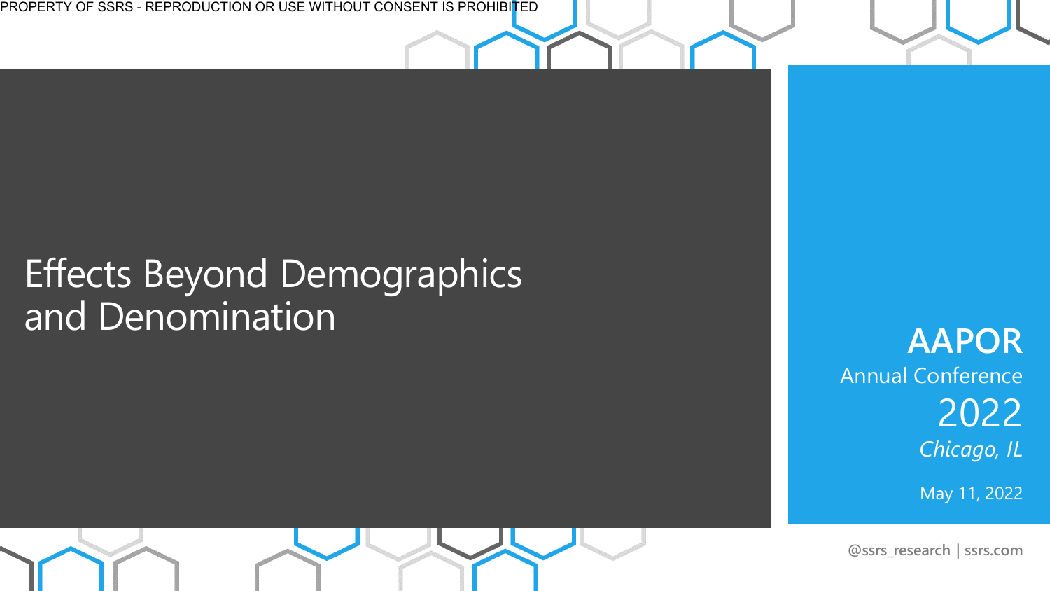PROPERTY OF SSRS - REPRODUCTION OR USE WITHOUT CONSENT IS PROHIBITED

# Effects Beyond Demographics and Denomination

**AAPOR**
Annual Conference
2022
*Chicago, IL*

May 11, 2022

**@ssrs_research | ssrs.com**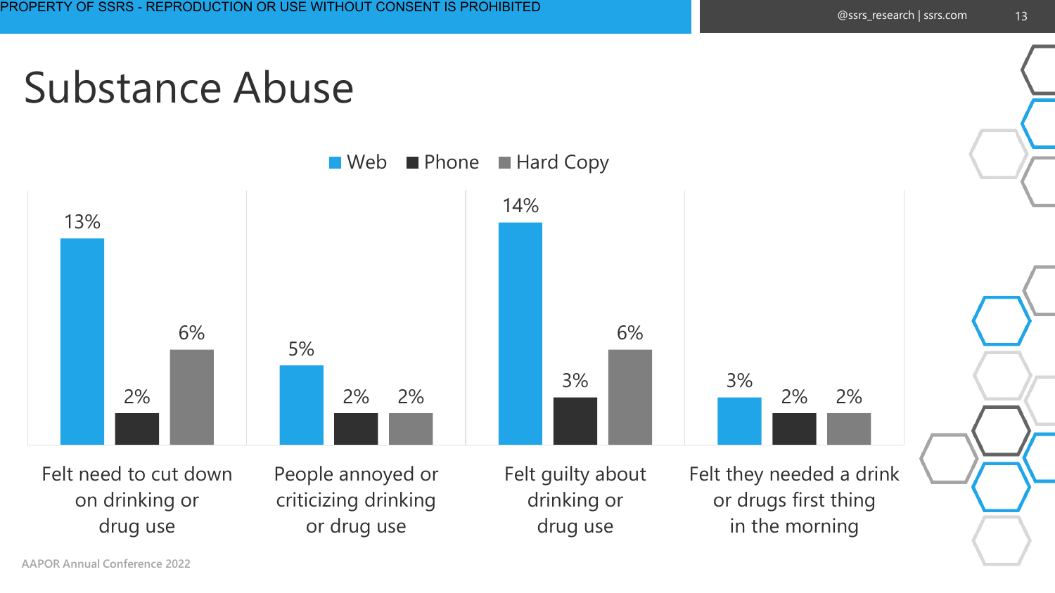# Substance Abuse

| | Web | Phone | Hard Copy |
|---|---|---|---|
| Felt need to cut down on drinking or drug use | 13% | 2% | 6% |
| People annoyed or criticizing drinking or drug use | 5% | 2% | 2% |
| Felt guilty about drinking or drug use | 14% | 3% | 6% |
| Felt they needed a drink or drugs first thing in the morning | 3% | 2% | 2% |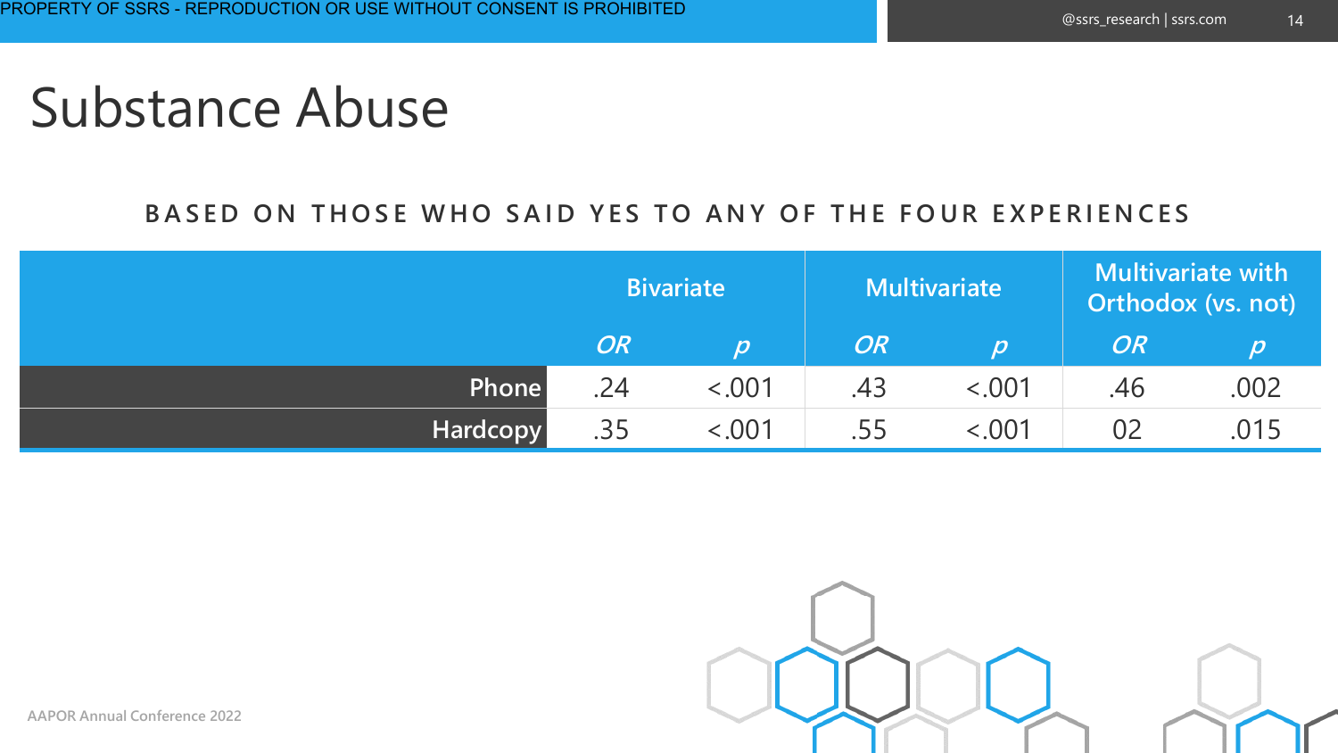# Substance Abuse

**BASED ON THOSE WHO SAID YES TO ANY OF THE FOUR EXPERIENCES**

| | Bivariate | | Multivariate | | Multivariate with Orthodox (vs. not) | |
|---|---|---|---|---|---|---|
| | *OR* | *p* | *OR* | *p* | *OR* | *p* |
| Phone | .24 | <.001 | .43 | <.001 | .46 | .002 |
| Hardcopy | .35 | <.001 | .55 | <.001 | 02 | .015 |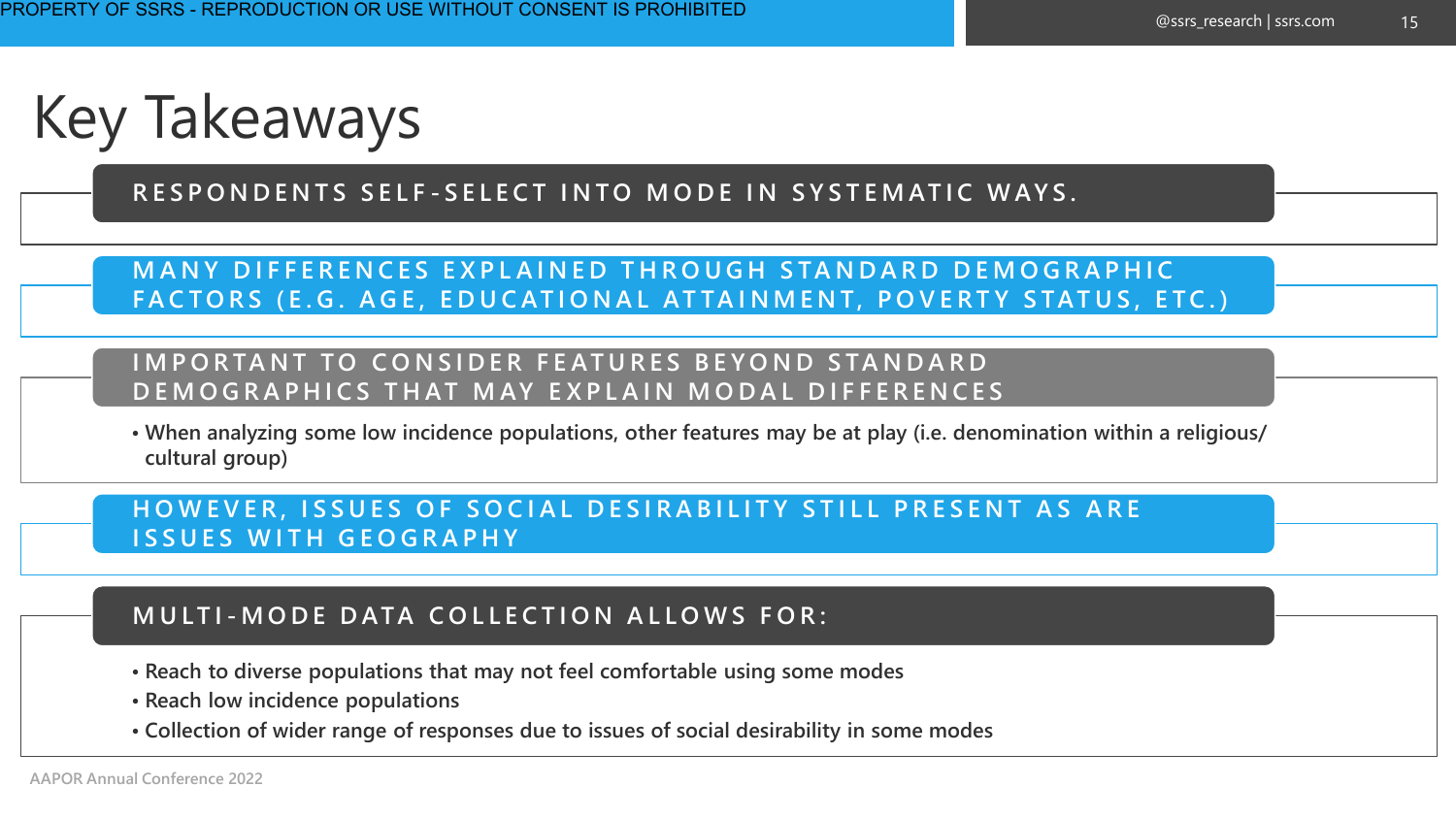# Key Takeaways

### RESPONDENTS SELF-SELECT INTO MODE IN SYSTEMATIC WAYS.

### MANY DIFFERENCES EXPLAINED THROUGH STANDARD DEMOGRAPHIC FACTORS (E.G. AGE, EDUCATIONAL ATTAINMENT, POVERTY STATUS, ETC.)

### IMPORTANT TO CONSIDER FEATURES BEYOND STANDARD DEMOGRAPHICS THAT MAY EXPLAIN MODAL DIFFERENCES

- When analyzing some low incidence populations, other features may be at play (i.e. denomination within a religious/ cultural group)

### HOWEVER, ISSUES OF SOCIAL DESIRABILITY STILL PRESENT AS ARE ISSUES WITH GEOGRAPHY

### MULTI-MODE DATA COLLECTION ALLOWS FOR:

- Reach to diverse populations that may not feel comfortable using some modes
- Reach low incidence populations
- Collection of wider range of responses due to issues of social desirability in some modes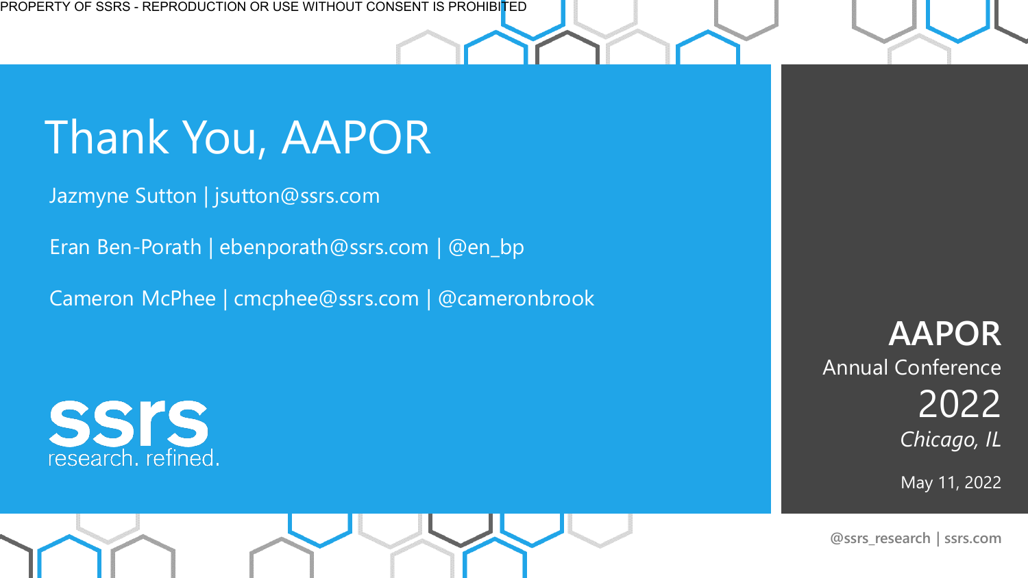PROPERTY OF SSRS - REPRODUCTION OR USE WITHOUT CONSENT IS PROHIBITED

# Thank You, AAPOR

Jazmyne Sutton | jsutton@ssrs.com

Eran Ben-Porath | ebenporath@ssrs.com | @en_bp

Cameron McPhee | cmcphee@ssrs.com | @cameronbrook

ssrs
research. refined.

**AAPOR**
Annual Conference
2022
*Chicago, IL*

May 11, 2022

**@ssrs_research | ssrs.com**